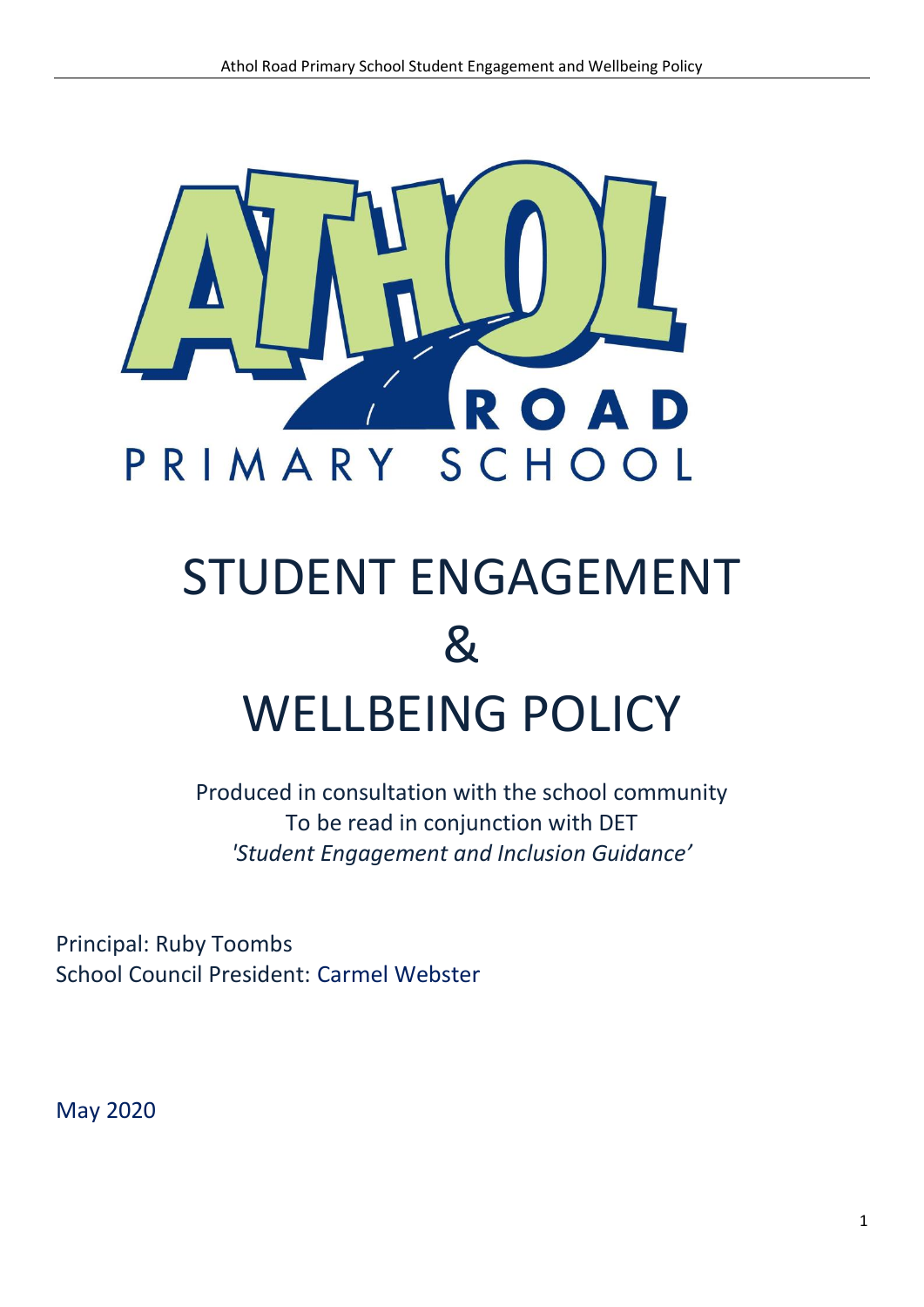# STUDENT ENGAGEMENT & WELLBEING POLICY

Produced in consultation with the school community
To be read in conjunction with DET
*'Student Engagement and Inclusion Guidance'*

Principal: Ruby Toombs
School Council President: Carmel Webster

May 2020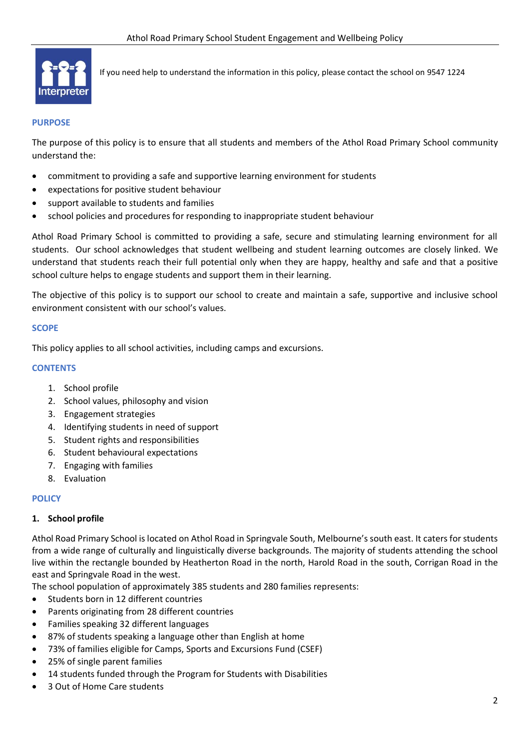If you need help to understand the information in this policy, please contact the school on 9547 1224

## PURPOSE

The purpose of this policy is to ensure that all students and members of the Athol Road Primary School community understand the:

- commitment to providing a safe and supportive learning environment for students
- expectations for positive student behaviour
- support available to students and families
- school policies and procedures for responding to inappropriate student behaviour

Athol Road Primary School is committed to providing a safe, secure and stimulating learning environment for all students. Our school acknowledges that student wellbeing and student learning outcomes are closely linked. We understand that students reach their full potential only when they are happy, healthy and safe and that a positive school culture helps to engage students and support them in their learning.

The objective of this policy is to support our school to create and maintain a safe, supportive and inclusive school environment consistent with our school's values.

## SCOPE

This policy applies to all school activities, including camps and excursions.

## CONTENTS

1. School profile
2. School values, philosophy and vision
3. Engagement strategies
4. Identifying students in need of support
5. Student rights and responsibilities
6. Student behavioural expectations
7. Engaging with families
8. Evaluation

## POLICY

### 1. School profile

Athol Road Primary School is located on Athol Road in Springvale South, Melbourne's south east. It caters for students from a wide range of culturally and linguistically diverse backgrounds. The majority of students attending the school live within the rectangle bounded by Heatherton Road in the north, Harold Road in the south, Corrigan Road in the east and Springvale Road in the west.

The school population of approximately 385 students and 280 families represents:

- Students born in 12 different countries
- Parents originating from 28 different countries
- Families speaking 32 different languages
- 87% of students speaking a language other than English at home
- 73% of families eligible for Camps, Sports and Excursions Fund (CSEF)
- 25% of single parent families
- 14 students funded through the Program for Students with Disabilities
- 3 Out of Home Care students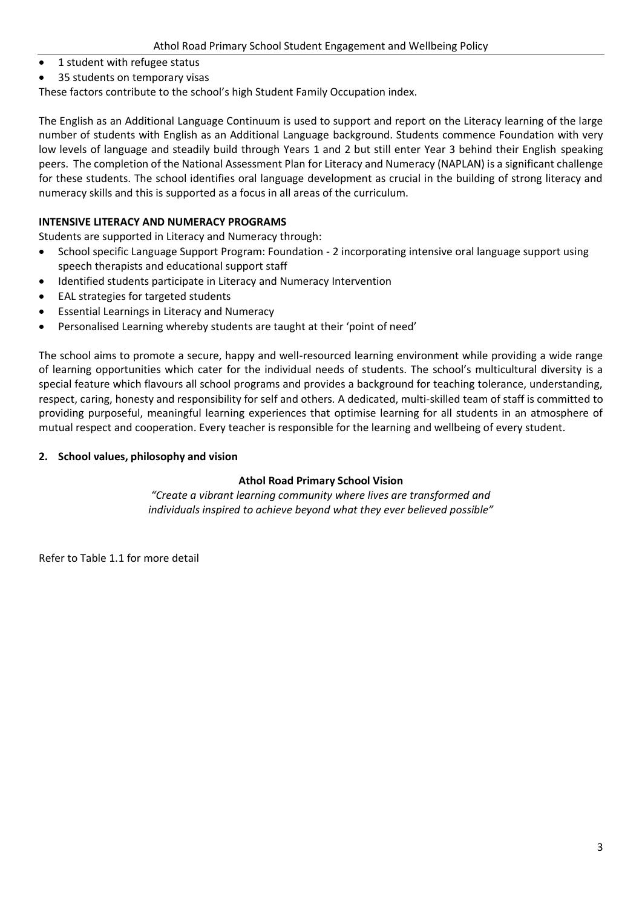- 1 student with refugee status
- 35 students on temporary visas

These factors contribute to the school's high Student Family Occupation index.

The English as an Additional Language Continuum is used to support and report on the Literacy learning of the large number of students with English as an Additional Language background. Students commence Foundation with very low levels of language and steadily build through Years 1 and 2 but still enter Year 3 behind their English speaking peers. The completion of the National Assessment Plan for Literacy and Numeracy (NAPLAN) is a significant challenge for these students. The school identifies oral language development as crucial in the building of strong literacy and numeracy skills and this is supported as a focus in all areas of the curriculum.

**INTENSIVE LITERACY AND NUMERACY PROGRAMS**

Students are supported in Literacy and Numeracy through:

- School specific Language Support Program: Foundation - 2 incorporating intensive oral language support using speech therapists and educational support staff
- Identified students participate in Literacy and Numeracy Intervention
- EAL strategies for targeted students
- Essential Learnings in Literacy and Numeracy
- Personalised Learning whereby students are taught at their 'point of need'

The school aims to promote a secure, happy and well-resourced learning environment while providing a wide range of learning opportunities which cater for the individual needs of students. The school's multicultural diversity is a special feature which flavours all school programs and provides a background for teaching tolerance, understanding, respect, caring, honesty and responsibility for self and others. A dedicated, multi-skilled team of staff is committed to providing purposeful, meaningful learning experiences that optimise learning for all students in an atmosphere of mutual respect and cooperation. Every teacher is responsible for the learning and wellbeing of every student.

## 2. School values, philosophy and vision

**Athol Road Primary School Vision**

*"Create a vibrant learning community where lives are transformed and individuals inspired to achieve beyond what they ever believed possible"*

Refer to Table 1.1 for more detail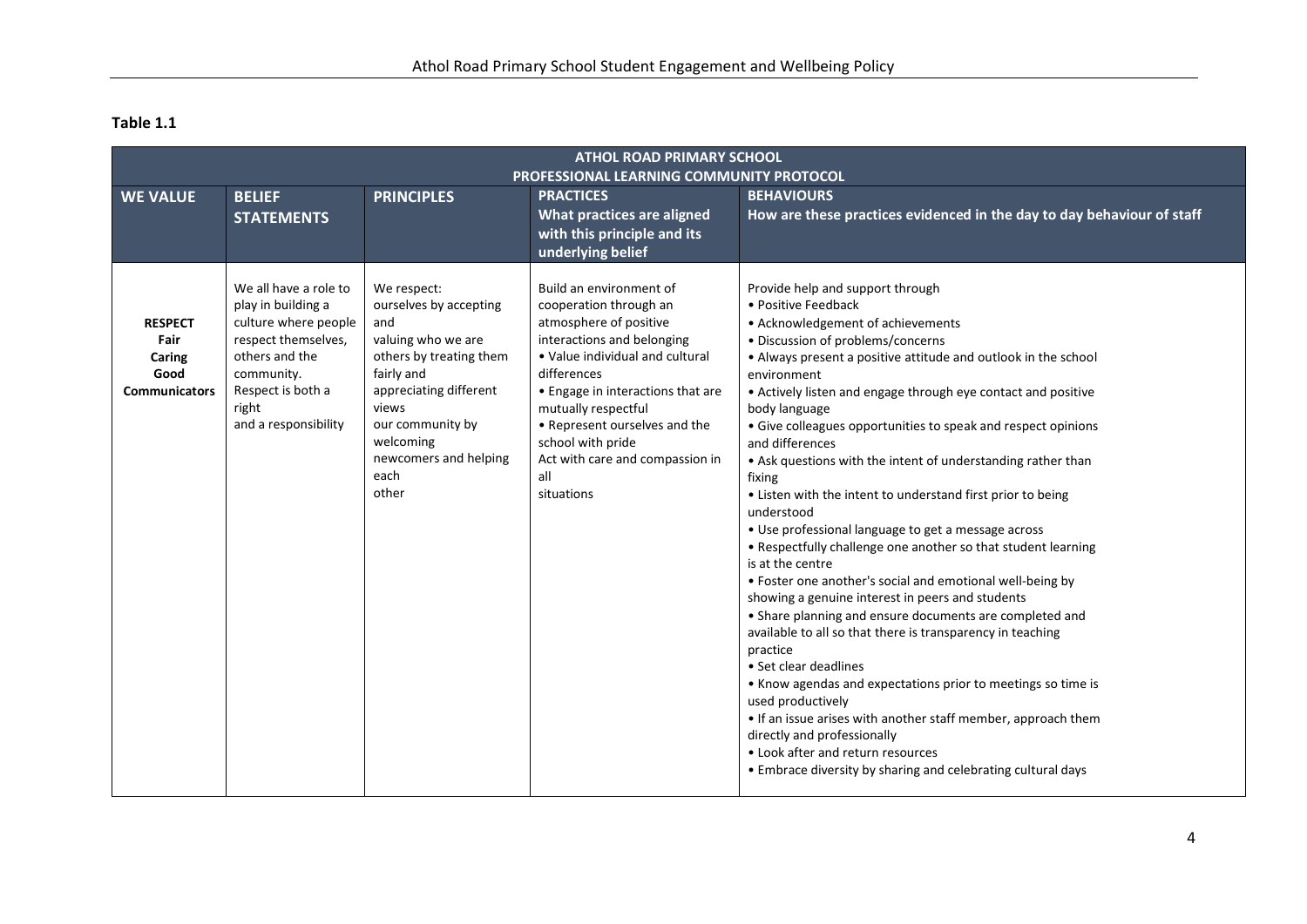**Table 1.1**

| ATHOL ROAD PRIMARY SCHOOL<br>PROFESSIONAL LEARNING COMMUNITY PROTOCOL | | | | |
|---|---|---|---|---|
| **WE VALUE** | **BELIEF STATEMENTS** | **PRINCIPLES** | **PRACTICES**<br>**What practices are aligned with this principle and its underlying belief** | **BEHAVIOURS**<br>**How are these practices evidenced in the day to day behaviour of staff** |
| **RESPECT**<br>**Fair**<br>**Caring**<br>**Good**<br>**Communicators** | We all have a role to play in building a culture where people respect themselves, others and the community.<br>Respect is both a right and a responsibility | We respect:<br>ourselves by accepting and valuing who we are<br>others by treating them fairly and appreciating different views<br>our community by welcoming newcomers and helping each other | Build an environment of cooperation through an atmosphere of positive interactions and belonging<br>• Value individual and cultural differences<br>• Engage in interactions that are mutually respectful<br>• Represent ourselves and the school with pride<br>Act with care and compassion in all situations | Provide help and support through<br>• Positive Feedback<br>• Acknowledgement of achievements<br>• Discussion of problems/concerns<br>• Always present a positive attitude and outlook in the school environment<br>• Actively listen and engage through eye contact and positive body language<br>• Give colleagues opportunities to speak and respect opinions and differences<br>• Ask questions with the intent of understanding rather than fixing<br>• Listen with the intent to understand first prior to being understood<br>• Use professional language to get a message across<br>• Respectfully challenge one another so that student learning is at the centre<br>• Foster one another's social and emotional well-being by showing a genuine interest in peers and students<br>• Share planning and ensure documents are completed and available to all so that there is transparency in teaching practice<br>• Set clear deadlines<br>• Know agendas and expectations prior to meetings so time is used productively<br>• If an issue arises with another staff member, approach them directly and professionally<br>• Look after and return resources<br>• Embrace diversity by sharing and celebrating cultural days |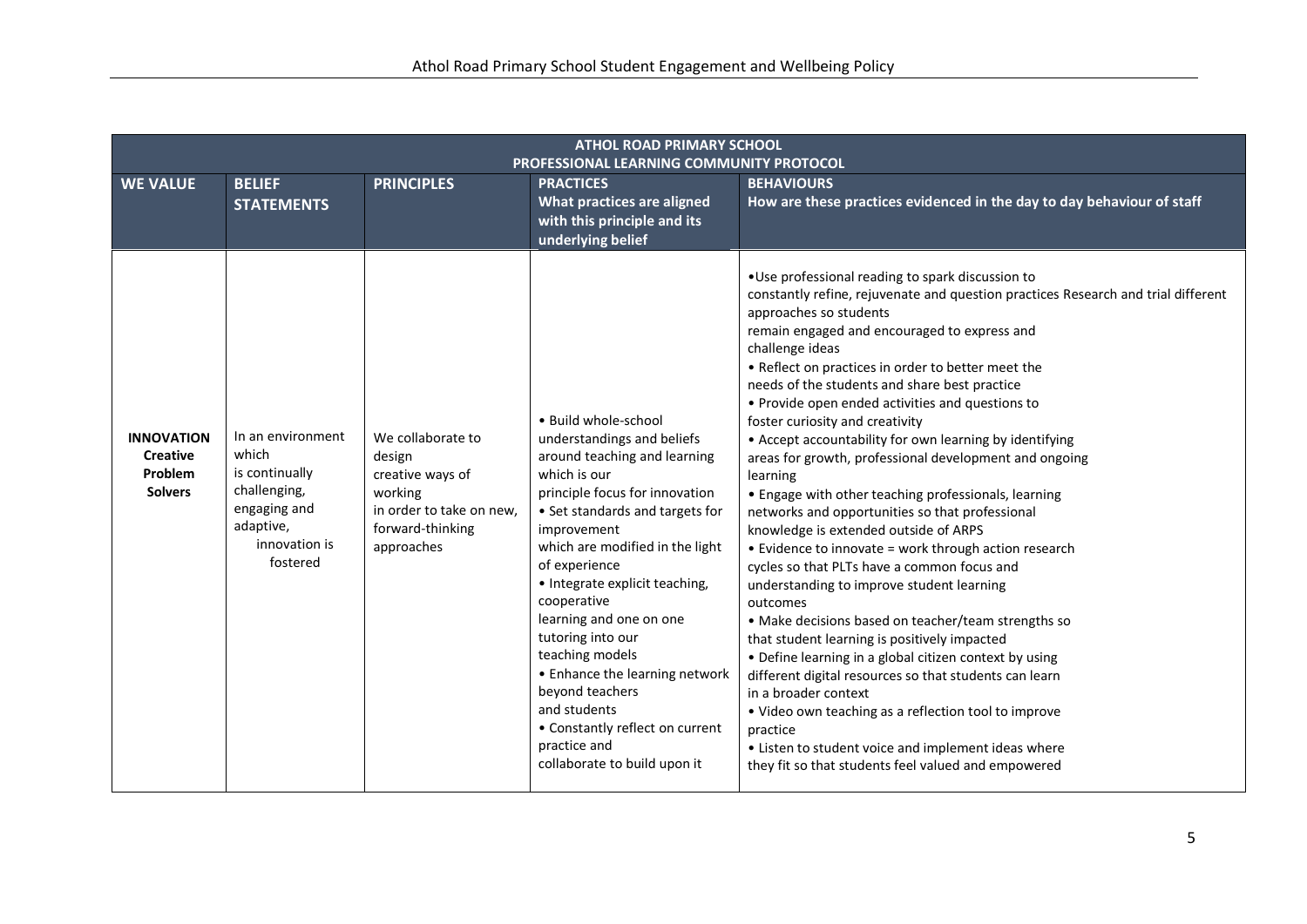| ATHOL ROAD PRIMARY SCHOOL PROFESSIONAL LEARNING COMMUNITY PROTOCOL | | | | |
|---|---|---|---|---|
| **WE VALUE** | **BELIEF STATEMENTS** | **PRINCIPLES** | **PRACTICES** What practices are aligned with this principle and its underlying belief | **BEHAVIOURS** How are these practices evidenced in the day to day behaviour of staff |
| **INNOVATION** **Creative Problem Solvers** | In an environment which is continually challenging, engaging and adaptive, innovation is fostered | We collaborate to design creative ways of working in order to take on new, forward-thinking approaches | • Build whole-school understandings and beliefs around teaching and learning which is our principle focus for innovation<br>• Set standards and targets for improvement which are modified in the light of experience<br>• Integrate explicit teaching, cooperative learning and one on one tutoring into our teaching models<br>• Enhance the learning network beyond teachers and students<br>• Constantly reflect on current practice and collaborate to build upon it | •Use professional reading to spark discussion to constantly refine, rejuvenate and question practices Research and trial different approaches so students remain engaged and encouraged to express and challenge ideas<br>• Reflect on practices in order to better meet the needs of the students and share best practice<br>• Provide open ended activities and questions to foster curiosity and creativity<br>• Accept accountability for own learning by identifying areas for growth, professional development and ongoing learning<br>• Engage with other teaching professionals, learning networks and opportunities so that professional knowledge is extended outside of ARPS<br>• Evidence to innovate = work through action research cycles so that PLTs have a common focus and understanding to improve student learning outcomes<br>• Make decisions based on teacher/team strengths so that student learning is positively impacted<br>• Define learning in a global citizen context by using different digital resources so that students can learn in a broader context<br>• Video own teaching as a reflection tool to improve practice<br>• Listen to student voice and implement ideas where they fit so that students feel valued and empowered |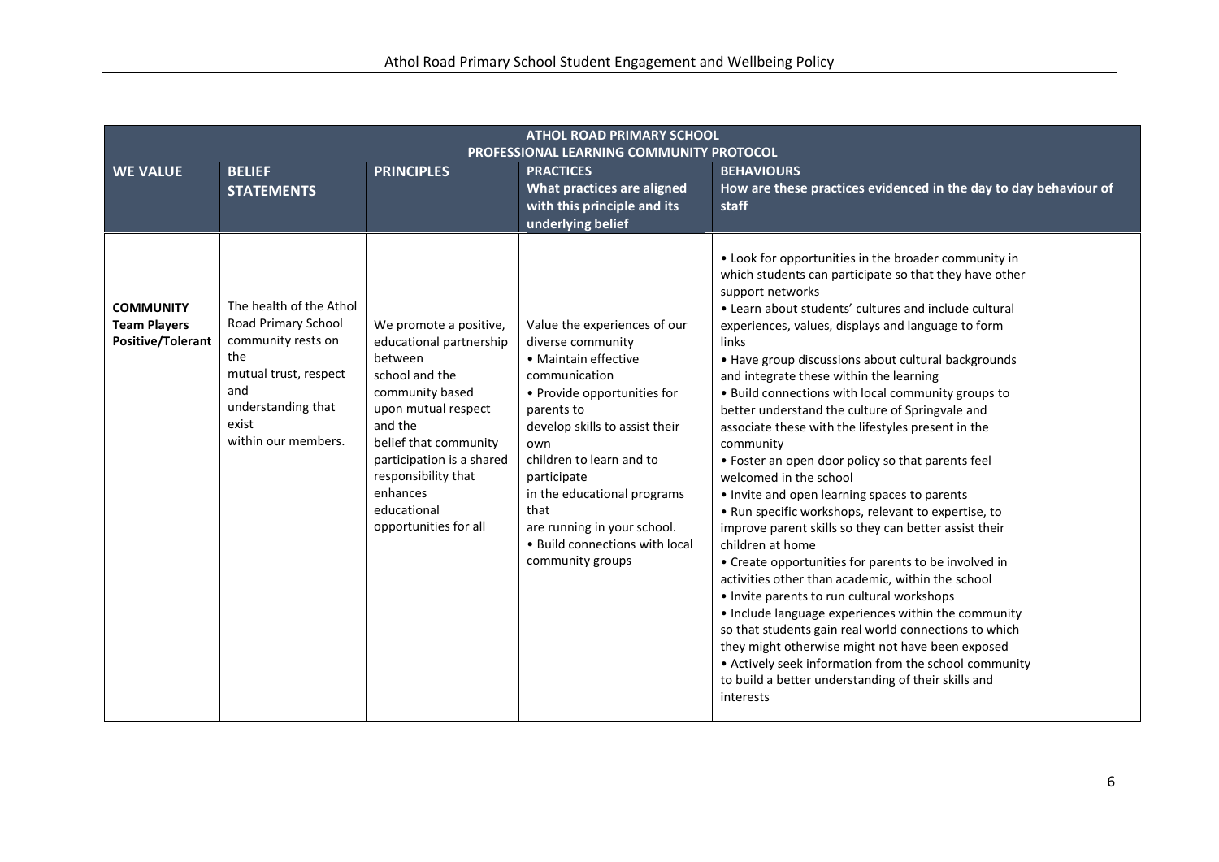| ATHOL ROAD PRIMARY SCHOOL PROFESSIONAL LEARNING COMMUNITY PROTOCOL | | | | |
|---|---|---|---|---|
| **WE VALUE** | **BELIEF STATEMENTS** | **PRINCIPLES** | **PRACTICES** What practices are aligned with this principle and its underlying belief | **BEHAVIOURS** How are these practices evidenced in the day to day behaviour of staff |
| **COMMUNITY** **Team Players** **Positive/Tolerant** | The health of the Athol Road Primary School community rests on the mutual trust, respect and understanding that exist within our members. | We promote a positive, educational partnership between school and the community based upon mutual respect and the belief that community participation is a shared responsibility that enhances educational opportunities for all | Value the experiences of our diverse community<br>• Maintain effective communication<br>• Provide opportunities for parents to develop skills to assist their own children to learn and to participate in the educational programs that are running in your school.<br>• Build connections with local community groups | • Look for opportunities in the broader community in which students can participate so that they have other support networks<br>• Learn about students' cultures and include cultural experiences, values, displays and language to form links<br>• Have group discussions about cultural backgrounds and integrate these within the learning<br>• Build connections with local community groups to better understand the culture of Springvale and associate these with the lifestyles present in the community<br>• Foster an open door policy so that parents feel welcomed in the school<br>• Invite and open learning spaces to parents<br>• Run specific workshops, relevant to expertise, to improve parent skills so they can better assist their children at home<br>• Create opportunities for parents to be involved in activities other than academic, within the school<br>• Invite parents to run cultural workshops<br>• Include language experiences within the community so that students gain real world connections to which they might otherwise might not have been exposed<br>• Actively seek information from the school community to build a better understanding of their skills and interests |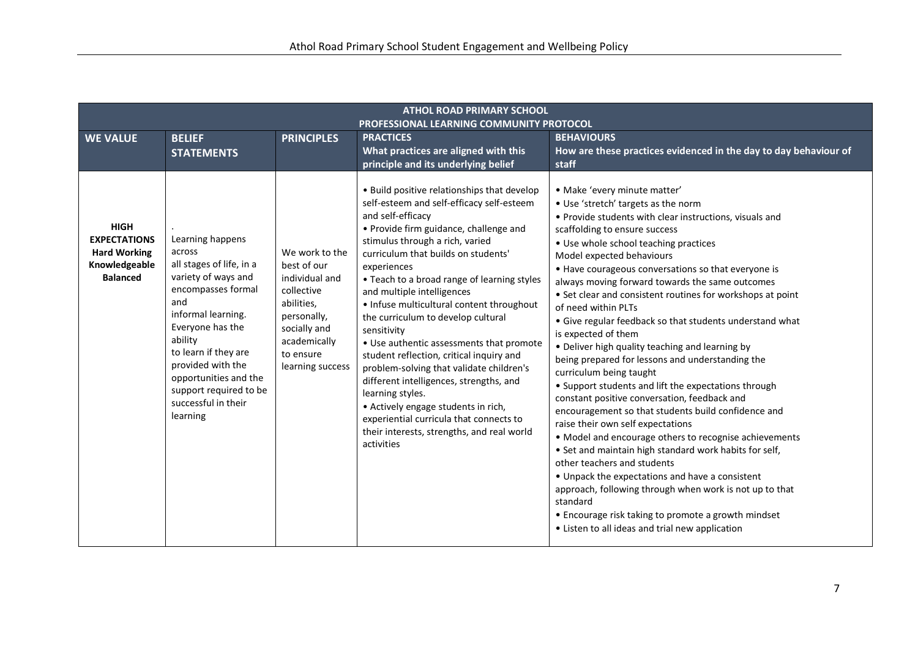| ATHOL ROAD PRIMARY SCHOOL PROFESSIONAL LEARNING COMMUNITY PROTOCOL | | | | |
|---|---|---|---|---|
| **WE VALUE** | **BELIEF STATEMENTS** | **PRINCIPLES** | **PRACTICES** What practices are aligned with this principle and its underlying belief | **BEHAVIOURS** How are these practices evidenced in the day to day behaviour of staff |
| **HIGH EXPECTATIONS** **Hard Working** **Knowledgeable** **Balanced** | . Learning happens across all stages of life, in a variety of ways and encompasses formal and informal learning. Everyone has the ability to learn if they are provided with the opportunities and the support required to be successful in their learning | We work to the best of our individual and collective abilities, personally, socially and academically to ensure learning success | • Build positive relationships that develop self-esteem and self-efficacy self-esteem and self-efficacy<br>• Provide firm guidance, challenge and stimulus through a rich, varied curriculum that builds on students' experiences<br>• Teach to a broad range of learning styles and multiple intelligences<br>• Infuse multicultural content throughout the curriculum to develop cultural sensitivity<br>• Use authentic assessments that promote student reflection, critical inquiry and problem-solving that validate children's different intelligences, strengths, and learning styles.<br>• Actively engage students in rich, experiential curricula that connects to their interests, strengths, and real world activities | • Make 'every minute matter'<br>• Use 'stretch' targets as the norm<br>• Provide students with clear instructions, visuals and scaffolding to ensure success<br>• Use whole school teaching practices<br>Model expected behaviours<br>• Have courageous conversations so that everyone is always moving forward towards the same outcomes<br>• Set clear and consistent routines for workshops at point of need within PLTs<br>• Give regular feedback so that students understand what is expected of them<br>• Deliver high quality teaching and learning by being prepared for lessons and understanding the curriculum being taught<br>• Support students and lift the expectations through constant positive conversation, feedback and encouragement so that students build confidence and raise their own self expectations<br>• Model and encourage others to recognise achievements<br>• Set and maintain high standard work habits for self, other teachers and students<br>• Unpack the expectations and have a consistent approach, following through when work is not up to that standard<br>• Encourage risk taking to promote a growth mindset<br>• Listen to all ideas and trial new application |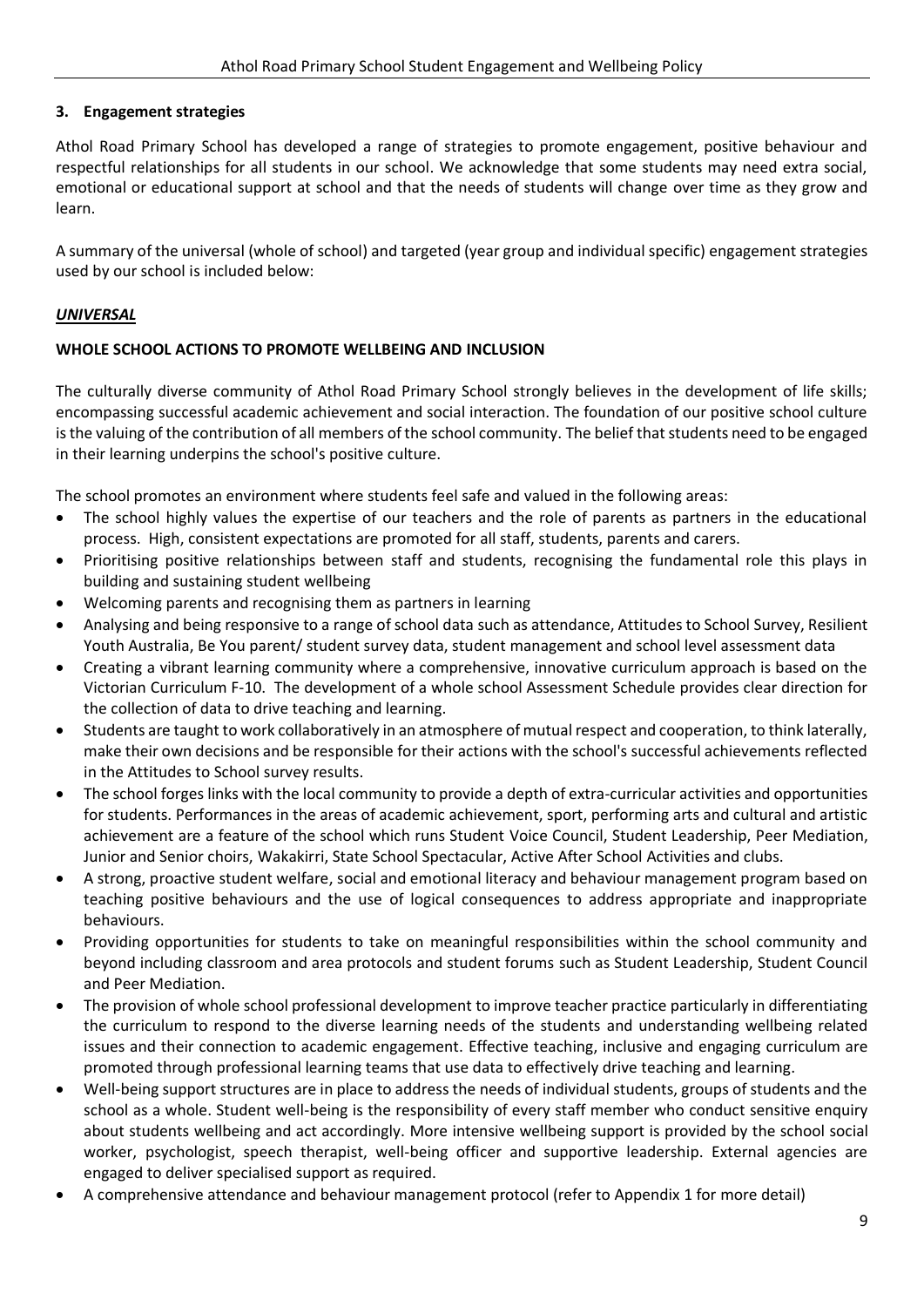### 3. Engagement strategies

Athol Road Primary School has developed a range of strategies to promote engagement, positive behaviour and respectful relationships for all students in our school. We acknowledge that some students may need extra social, emotional or educational support at school and that the needs of students will change over time as they grow and learn.

A summary of the universal (whole of school) and targeted (year group and individual specific) engagement strategies used by our school is included below:

***UNIVERSAL***

**WHOLE SCHOOL ACTIONS TO PROMOTE WELLBEING AND INCLUSION**

The culturally diverse community of Athol Road Primary School strongly believes in the development of life skills; encompassing successful academic achievement and social interaction. The foundation of our positive school culture is the valuing of the contribution of all members of the school community. The belief that students need to be engaged in their learning underpins the school's positive culture.

The school promotes an environment where students feel safe and valued in the following areas:

- The school highly values the expertise of our teachers and the role of parents as partners in the educational process. High, consistent expectations are promoted for all staff, students, parents and carers.
- Prioritising positive relationships between staff and students, recognising the fundamental role this plays in building and sustaining student wellbeing
- Welcoming parents and recognising them as partners in learning
- Analysing and being responsive to a range of school data such as attendance, Attitudes to School Survey, Resilient Youth Australia, Be You parent/ student survey data, student management and school level assessment data
- Creating a vibrant learning community where a comprehensive, innovative curriculum approach is based on the Victorian Curriculum F-10. The development of a whole school Assessment Schedule provides clear direction for the collection of data to drive teaching and learning.
- Students are taught to work collaboratively in an atmosphere of mutual respect and cooperation, to think laterally, make their own decisions and be responsible for their actions with the school's successful achievements reflected in the Attitudes to School survey results.
- The school forges links with the local community to provide a depth of extra-curricular activities and opportunities for students. Performances in the areas of academic achievement, sport, performing arts and cultural and artistic achievement are a feature of the school which runs Student Voice Council, Student Leadership, Peer Mediation, Junior and Senior choirs, Wakakirri, State School Spectacular, Active After School Activities and clubs.
- A strong, proactive student welfare, social and emotional literacy and behaviour management program based on teaching positive behaviours and the use of logical consequences to address appropriate and inappropriate behaviours.
- Providing opportunities for students to take on meaningful responsibilities within the school community and beyond including classroom and area protocols and student forums such as Student Leadership, Student Council and Peer Mediation.
- The provision of whole school professional development to improve teacher practice particularly in differentiating the curriculum to respond to the diverse learning needs of the students and understanding wellbeing related issues and their connection to academic engagement. Effective teaching, inclusive and engaging curriculum are promoted through professional learning teams that use data to effectively drive teaching and learning.
- Well-being support structures are in place to address the needs of individual students, groups of students and the school as a whole. Student well-being is the responsibility of every staff member who conduct sensitive enquiry about students wellbeing and act accordingly. More intensive wellbeing support is provided by the school social worker, psychologist, speech therapist, well-being officer and supportive leadership. External agencies are engaged to deliver specialised support as required.
- A comprehensive attendance and behaviour management protocol (refer to Appendix 1 for more detail)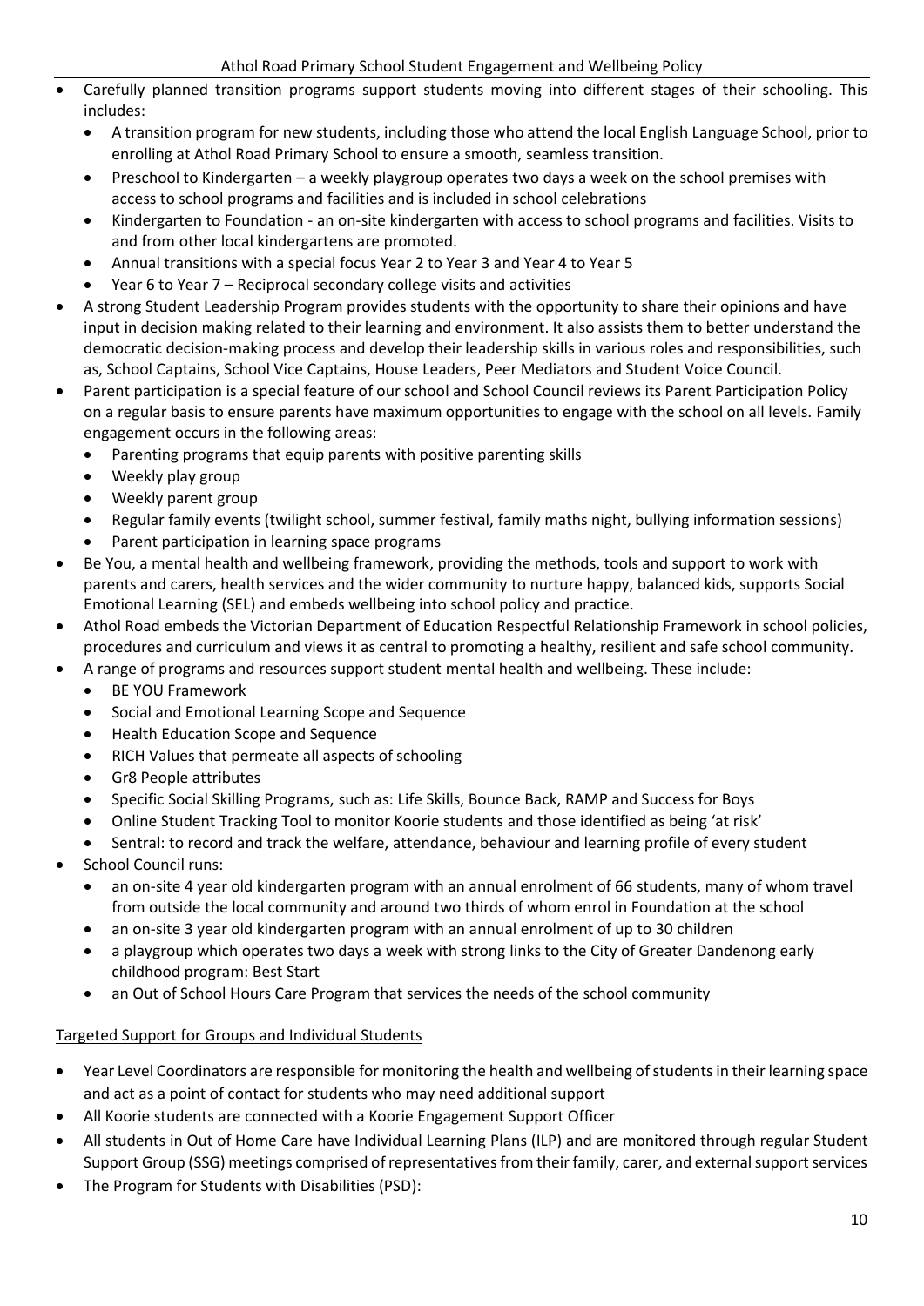- Carefully planned transition programs support students moving into different stages of their schooling. This includes:
  - A transition program for new students, including those who attend the local English Language School, prior to enrolling at Athol Road Primary School to ensure a smooth, seamless transition.
  - Preschool to Kindergarten – a weekly playgroup operates two days a week on the school premises with access to school programs and facilities and is included in school celebrations
  - Kindergarten to Foundation - an on-site kindergarten with access to school programs and facilities. Visits to and from other local kindergartens are promoted.
  - Annual transitions with a special focus Year 2 to Year 3 and Year 4 to Year 5
  - Year 6 to Year 7 – Reciprocal secondary college visits and activities
- A strong Student Leadership Program provides students with the opportunity to share their opinions and have input in decision making related to their learning and environment. It also assists them to better understand the democratic decision-making process and develop their leadership skills in various roles and responsibilities, such as, School Captains, School Vice Captains, House Leaders, Peer Mediators and Student Voice Council.
- Parent participation is a special feature of our school and School Council reviews its Parent Participation Policy on a regular basis to ensure parents have maximum opportunities to engage with the school on all levels. Family engagement occurs in the following areas:
  - Parenting programs that equip parents with positive parenting skills
  - Weekly play group
  - Weekly parent group
  - Regular family events (twilight school, summer festival, family maths night, bullying information sessions)
  - Parent participation in learning space programs
- Be You, a mental health and wellbeing framework, providing the methods, tools and support to work with parents and carers, health services and the wider community to nurture happy, balanced kids, supports Social Emotional Learning (SEL) and embeds wellbeing into school policy and practice.
- Athol Road embeds the Victorian Department of Education Respectful Relationship Framework in school policies, procedures and curriculum and views it as central to promoting a healthy, resilient and safe school community.
- A range of programs and resources support student mental health and wellbeing. These include:
  - BE YOU Framework
  - Social and Emotional Learning Scope and Sequence
  - Health Education Scope and Sequence
  - RICH Values that permeate all aspects of schooling
  - Gr8 People attributes
  - Specific Social Skilling Programs, such as: Life Skills, Bounce Back, RAMP and Success for Boys
  - Online Student Tracking Tool to monitor Koorie students and those identified as being 'at risk'
  - Sentral: to record and track the welfare, attendance, behaviour and learning profile of every student
- School Council runs:
  - an on-site 4 year old kindergarten program with an annual enrolment of 66 students, many of whom travel from outside the local community and around two thirds of whom enrol in Foundation at the school
  - an on-site 3 year old kindergarten program with an annual enrolment of up to 30 children
  - a playgroup which operates two days a week with strong links to the City of Greater Dandenong early childhood program: Best Start
  - an Out of School Hours Care Program that services the needs of the school community

Targeted Support for Groups and Individual Students

- Year Level Coordinators are responsible for monitoring the health and wellbeing of students in their learning space and act as a point of contact for students who may need additional support
- All Koorie students are connected with a Koorie Engagement Support Officer
- All students in Out of Home Care have Individual Learning Plans (ILP) and are monitored through regular Student Support Group (SSG) meetings comprised of representatives from their family, carer, and external support services
- The Program for Students with Disabilities (PSD):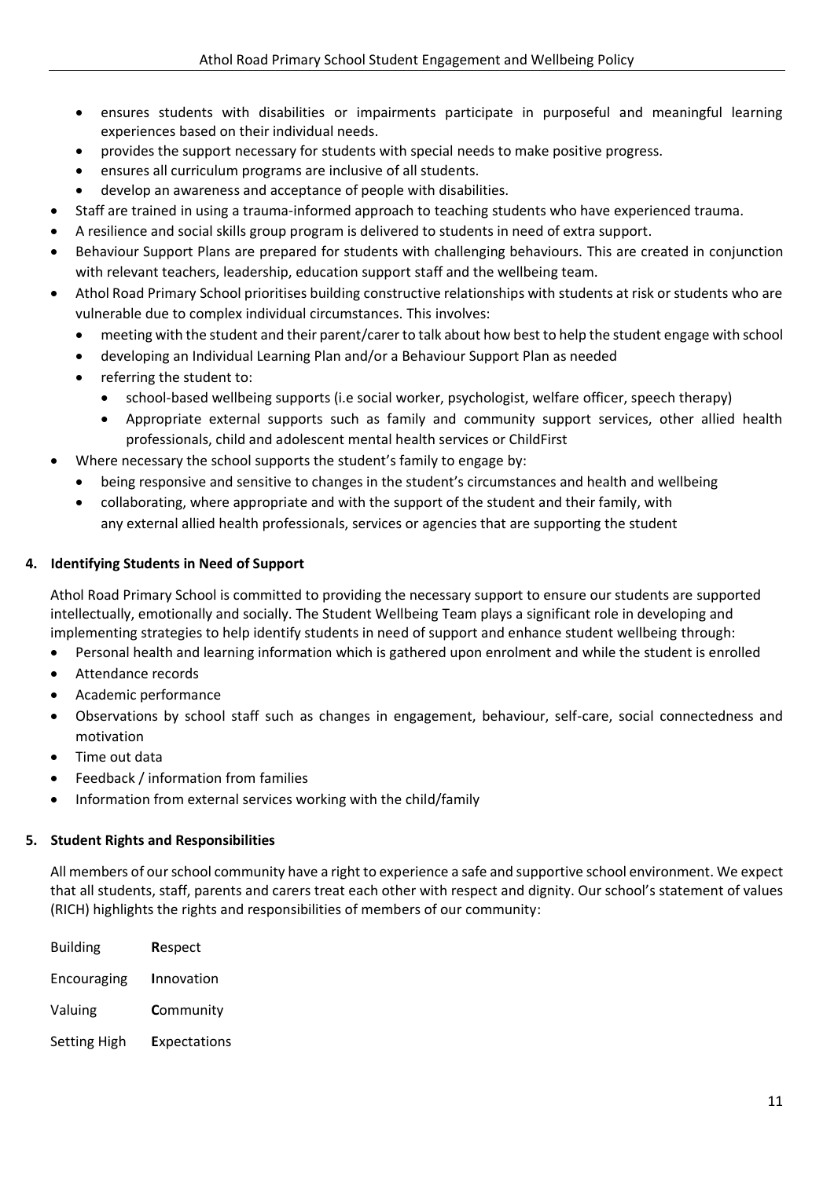- ensures students with disabilities or impairments participate in purposeful and meaningful learning experiences based on their individual needs.
  - provides the support necessary for students with special needs to make positive progress.
  - ensures all curriculum programs are inclusive of all students.
  - develop an awareness and acceptance of people with disabilities.
- Staff are trained in using a trauma-informed approach to teaching students who have experienced trauma.
- A resilience and social skills group program is delivered to students in need of extra support.
- Behaviour Support Plans are prepared for students with challenging behaviours. This are created in conjunction with relevant teachers, leadership, education support staff and the wellbeing team.
- Athol Road Primary School prioritises building constructive relationships with students at risk or students who are vulnerable due to complex individual circumstances. This involves:
  - meeting with the student and their parent/carer to talk about how best to help the student engage with school
  - developing an Individual Learning Plan and/or a Behaviour Support Plan as needed
  - referring the student to:
    - school-based wellbeing supports (i.e social worker, psychologist, welfare officer, speech therapy)
    - Appropriate external supports such as family and community support services, other allied health professionals, child and adolescent mental health services or ChildFirst
- Where necessary the school supports the student's family to engage by:
  - being responsive and sensitive to changes in the student's circumstances and health and wellbeing
  - collaborating, where appropriate and with the support of the student and their family, with any external allied health professionals, services or agencies that are supporting the student

## 4. Identifying Students in Need of Support

Athol Road Primary School is committed to providing the necessary support to ensure our students are supported intellectually, emotionally and socially. The Student Wellbeing Team plays a significant role in developing and implementing strategies to help identify students in need of support and enhance student wellbeing through:

- Personal health and learning information which is gathered upon enrolment and while the student is enrolled
- Attendance records
- Academic performance
- Observations by school staff such as changes in engagement, behaviour, self-care, social connectedness and motivation
- Time out data
- Feedback / information from families
- Information from external services working with the child/family

## 5. Student Rights and Responsibilities

All members of our school community have a right to experience a safe and supportive school environment. We expect that all students, staff, parents and carers treat each other with respect and dignity. Our school's statement of values (RICH) highlights the rights and responsibilities of members of our community:

Building **R**espect

Encouraging **I**nnovation

Valuing **C**ommunity

Setting High **E**xpectations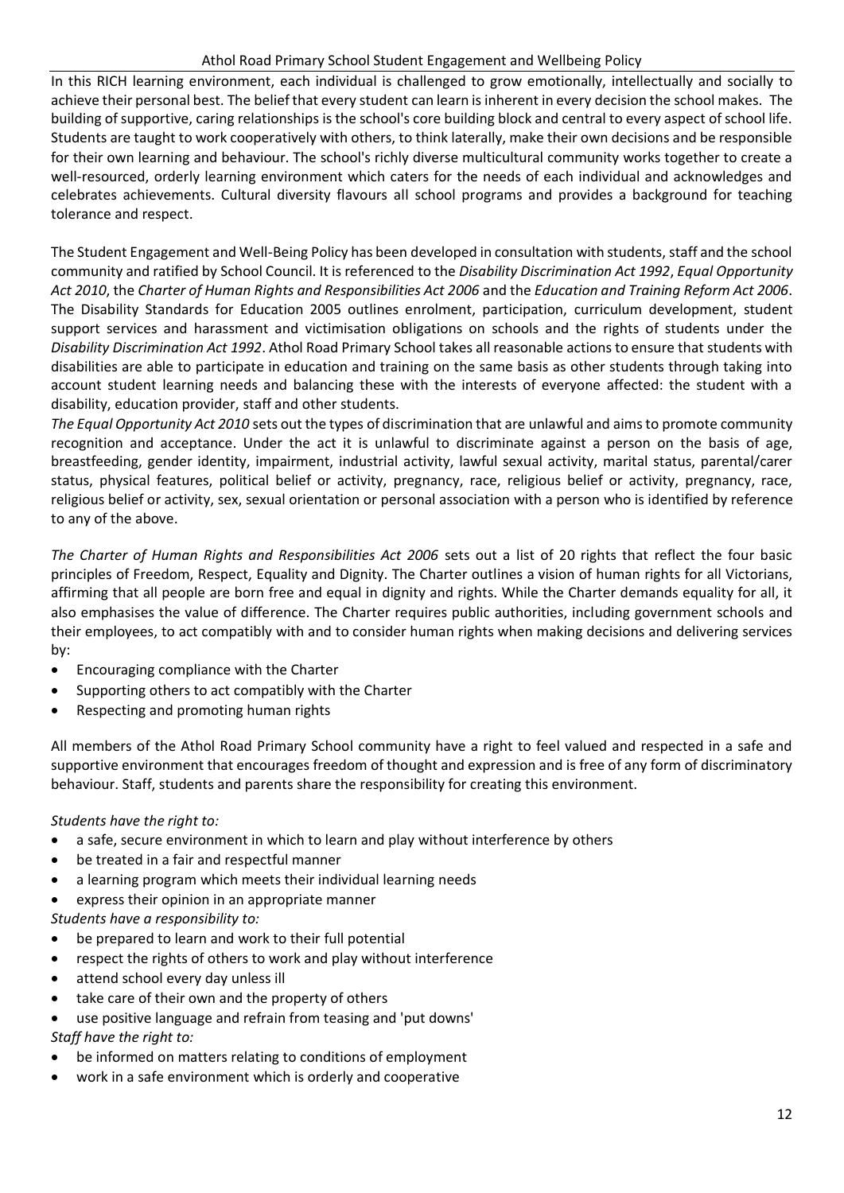In this RICH learning environment, each individual is challenged to grow emotionally, intellectually and socially to achieve their personal best. The belief that every student can learn is inherent in every decision the school makes. The building of supportive, caring relationships is the school's core building block and central to every aspect of school life. Students are taught to work cooperatively with others, to think laterally, make their own decisions and be responsible for their own learning and behaviour. The school's richly diverse multicultural community works together to create a well-resourced, orderly learning environment which caters for the needs of each individual and acknowledges and celebrates achievements. Cultural diversity flavours all school programs and provides a background for teaching tolerance and respect.

The Student Engagement and Well-Being Policy has been developed in consultation with students, staff and the school community and ratified by School Council. It is referenced to the *Disability Discrimination Act 1992*, *Equal Opportunity Act 2010*, the *Charter of Human Rights and Responsibilities Act 2006* and the *Education and Training Reform Act 2006*. The Disability Standards for Education 2005 outlines enrolment, participation, curriculum development, student support services and harassment and victimisation obligations on schools and the rights of students under the *Disability Discrimination Act 1992*. Athol Road Primary School takes all reasonable actions to ensure that students with disabilities are able to participate in education and training on the same basis as other students through taking into account student learning needs and balancing these with the interests of everyone affected: the student with a disability, education provider, staff and other students.

*The Equal Opportunity Act 2010* sets out the types of discrimination that are unlawful and aims to promote community recognition and acceptance. Under the act it is unlawful to discriminate against a person on the basis of age, breastfeeding, gender identity, impairment, industrial activity, lawful sexual activity, marital status, parental/carer status, physical features, political belief or activity, pregnancy, race, religious belief or activity, pregnancy, race, religious belief or activity, sex, sexual orientation or personal association with a person who is identified by reference to any of the above.

*The Charter of Human Rights and Responsibilities Act 2006* sets out a list of 20 rights that reflect the four basic principles of Freedom, Respect, Equality and Dignity. The Charter outlines a vision of human rights for all Victorians, affirming that all people are born free and equal in dignity and rights. While the Charter demands equality for all, it also emphasises the value of difference. The Charter requires public authorities, including government schools and their employees, to act compatibly with and to consider human rights when making decisions and delivering services by:

- Encouraging compliance with the Charter
- Supporting others to act compatibly with the Charter
- Respecting and promoting human rights

All members of the Athol Road Primary School community have a right to feel valued and respected in a safe and supportive environment that encourages freedom of thought and expression and is free of any form of discriminatory behaviour. Staff, students and parents share the responsibility for creating this environment.

*Students have the right to:*

- a safe, secure environment in which to learn and play without interference by others
- be treated in a fair and respectful manner
- a learning program which meets their individual learning needs
- express their opinion in an appropriate manner

*Students have a responsibility to:*

- be prepared to learn and work to their full potential
- respect the rights of others to work and play without interference
- attend school every day unless ill
- take care of their own and the property of others
- use positive language and refrain from teasing and 'put downs'

*Staff have the right to:*

- be informed on matters relating to conditions of employment
- work in a safe environment which is orderly and cooperative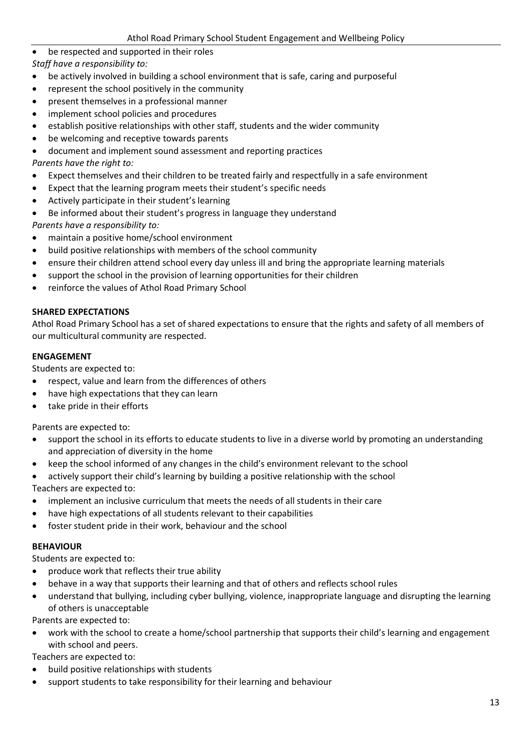- be respected and supported in their roles

*Staff have a responsibility to:*

- be actively involved in building a school environment that is safe, caring and purposeful
- represent the school positively in the community
- present themselves in a professional manner
- implement school policies and procedures
- establish positive relationships with other staff, students and the wider community
- be welcoming and receptive towards parents
- document and implement sound assessment and reporting practices

*Parents have the right to:*

- Expect themselves and their children to be treated fairly and respectfully in a safe environment
- Expect that the learning program meets their student's specific needs
- Actively participate in their student's learning
- Be informed about their student's progress in language they understand

*Parents have a responsibility to:*

- maintain a positive home/school environment
- build positive relationships with members of the school community
- ensure their children attend school every day unless ill and bring the appropriate learning materials
- support the school in the provision of learning opportunities for their children
- reinforce the values of Athol Road Primary School

**SHARED EXPECTATIONS**

Athol Road Primary School has a set of shared expectations to ensure that the rights and safety of all members of our multicultural community are respected.

**ENGAGEMENT**

Students are expected to:

- respect, value and learn from the differences of others
- have high expectations that they can learn
- take pride in their efforts

Parents are expected to:

- support the school in its efforts to educate students to live in a diverse world by promoting an understanding and appreciation of diversity in the home
- keep the school informed of any changes in the child's environment relevant to the school
- actively support their child's learning by building a positive relationship with the school

Teachers are expected to:

- implement an inclusive curriculum that meets the needs of all students in their care
- have high expectations of all students relevant to their capabilities
- foster student pride in their work, behaviour and the school

**BEHAVIOUR**

Students are expected to:

- produce work that reflects their true ability
- behave in a way that supports their learning and that of others and reflects school rules
- understand that bullying, including cyber bullying, violence, inappropriate language and disrupting the learning of others is unacceptable

Parents are expected to:

- work with the school to create a home/school partnership that supports their child's learning and engagement with school and peers.

Teachers are expected to:

- build positive relationships with students
- support students to take responsibility for their learning and behaviour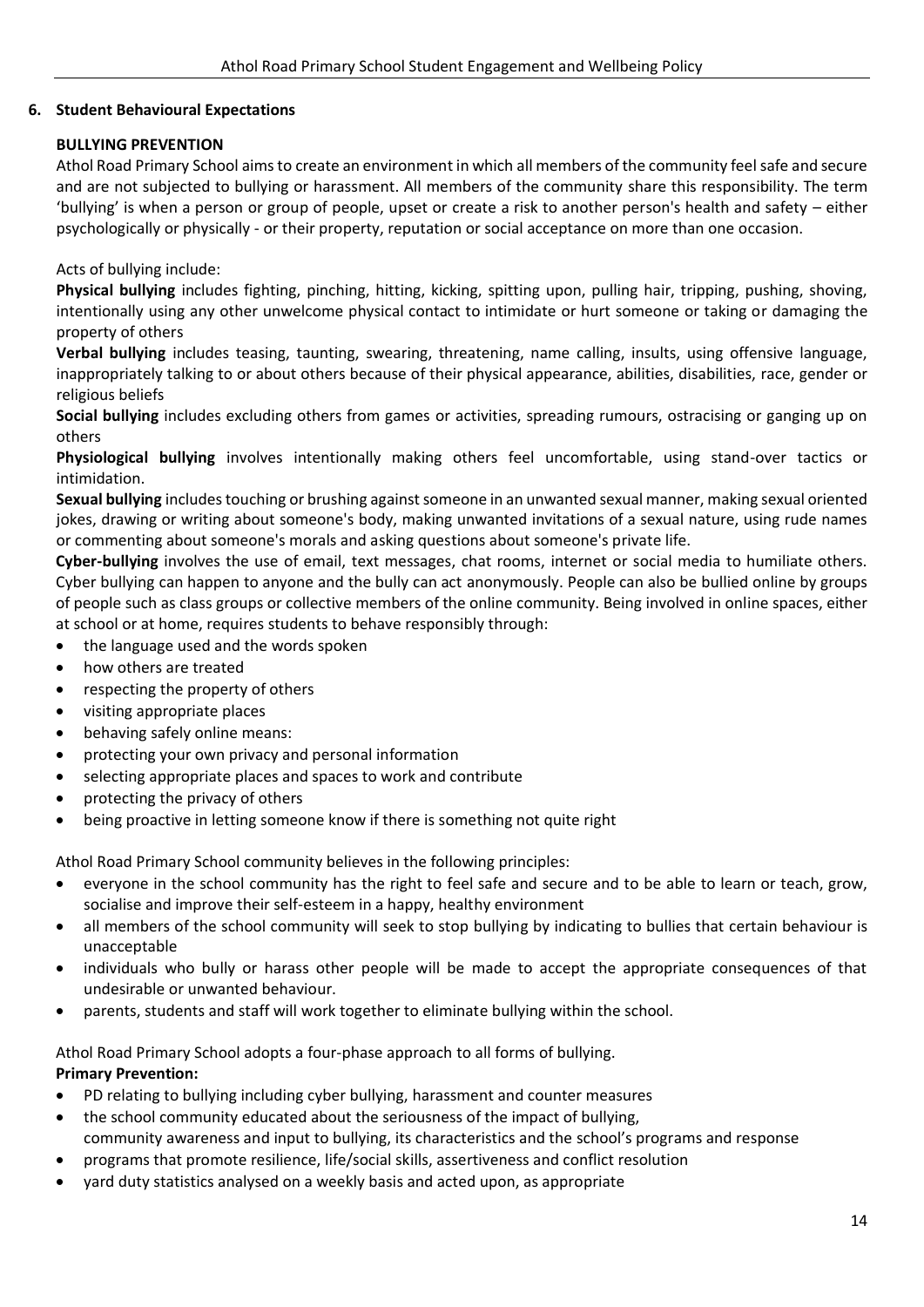## 6. Student Behavioural Expectations

### BULLYING PREVENTION

Athol Road Primary School aims to create an environment in which all members of the community feel safe and secure and are not subjected to bullying or harassment. All members of the community share this responsibility. The term 'bullying' is when a person or group of people, upset or create a risk to another person's health and safety – either psychologically or physically - or their property, reputation or social acceptance on more than one occasion.

Acts of bullying include:

**Physical bullying** includes fighting, pinching, hitting, kicking, spitting upon, pulling hair, tripping, pushing, shoving, intentionally using any other unwelcome physical contact to intimidate or hurt someone or taking or damaging the property of others

**Verbal bullying** includes teasing, taunting, swearing, threatening, name calling, insults, using offensive language, inappropriately talking to or about others because of their physical appearance, abilities, disabilities, race, gender or religious beliefs

**Social bullying** includes excluding others from games or activities, spreading rumours, ostracising or ganging up on others

**Physiological bullying** involves intentionally making others feel uncomfortable, using stand-over tactics or intimidation.

**Sexual bullying** includes touching or brushing against someone in an unwanted sexual manner, making sexual oriented jokes, drawing or writing about someone's body, making unwanted invitations of a sexual nature, using rude names or commenting about someone's morals and asking questions about someone's private life.

**Cyber-bullying** involves the use of email, text messages, chat rooms, internet or social media to humiliate others. Cyber bullying can happen to anyone and the bully can act anonymously. People can also be bullied online by groups of people such as class groups or collective members of the online community. Being involved in online spaces, either at school or at home, requires students to behave responsibly through:

- the language used and the words spoken
- how others are treated
- respecting the property of others
- visiting appropriate places
- behaving safely online means:
- protecting your own privacy and personal information
- selecting appropriate places and spaces to work and contribute
- protecting the privacy of others
- being proactive in letting someone know if there is something not quite right

Athol Road Primary School community believes in the following principles:

- everyone in the school community has the right to feel safe and secure and to be able to learn or teach, grow, socialise and improve their self-esteem in a happy, healthy environment
- all members of the school community will seek to stop bullying by indicating to bullies that certain behaviour is unacceptable
- individuals who bully or harass other people will be made to accept the appropriate consequences of that undesirable or unwanted behaviour.
- parents, students and staff will work together to eliminate bullying within the school.

Athol Road Primary School adopts a four-phase approach to all forms of bullying.

**Primary Prevention:**

- PD relating to bullying including cyber bullying, harassment and counter measures
- the school community educated about the seriousness of the impact of bullying, community awareness and input to bullying, its characteristics and the school's programs and response
- programs that promote resilience, life/social skills, assertiveness and conflict resolution
- yard duty statistics analysed on a weekly basis and acted upon, as appropriate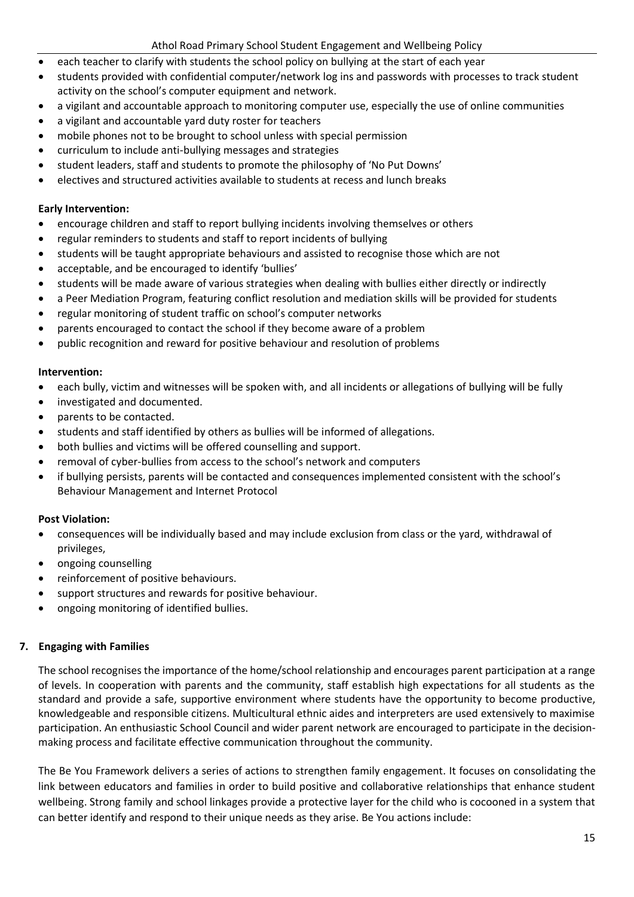- each teacher to clarify with students the school policy on bullying at the start of each year
- students provided with confidential computer/network log ins and passwords with processes to track student activity on the school's computer equipment and network.
- a vigilant and accountable approach to monitoring computer use, especially the use of online communities
- a vigilant and accountable yard duty roster for teachers
- mobile phones not to be brought to school unless with special permission
- curriculum to include anti-bullying messages and strategies
- student leaders, staff and students to promote the philosophy of 'No Put Downs'
- electives and structured activities available to students at recess and lunch breaks

**Early Intervention:**

- encourage children and staff to report bullying incidents involving themselves or others
- regular reminders to students and staff to report incidents of bullying
- students will be taught appropriate behaviours and assisted to recognise those which are not
- acceptable, and be encouraged to identify 'bullies'
- students will be made aware of various strategies when dealing with bullies either directly or indirectly
- a Peer Mediation Program, featuring conflict resolution and mediation skills will be provided for students
- regular monitoring of student traffic on school's computer networks
- parents encouraged to contact the school if they become aware of a problem
- public recognition and reward for positive behaviour and resolution of problems

**Intervention:**

- each bully, victim and witnesses will be spoken with, and all incidents or allegations of bullying will be fully
- investigated and documented.
- parents to be contacted.
- students and staff identified by others as bullies will be informed of allegations.
- both bullies and victims will be offered counselling and support.
- removal of cyber-bullies from access to the school's network and computers
- if bullying persists, parents will be contacted and consequences implemented consistent with the school's Behaviour Management and Internet Protocol

**Post Violation:**

- consequences will be individually based and may include exclusion from class or the yard, withdrawal of privileges,
- ongoing counselling
- reinforcement of positive behaviours.
- support structures and rewards for positive behaviour.
- ongoing monitoring of identified bullies.

## 7. Engaging with Families

The school recognises the importance of the home/school relationship and encourages parent participation at a range of levels. In cooperation with parents and the community, staff establish high expectations for all students as the standard and provide a safe, supportive environment where students have the opportunity to become productive, knowledgeable and responsible citizens. Multicultural ethnic aides and interpreters are used extensively to maximise participation. An enthusiastic School Council and wider parent network are encouraged to participate in the decision-making process and facilitate effective communication throughout the community.

The Be You Framework delivers a series of actions to strengthen family engagement. It focuses on consolidating the link between educators and families in order to build positive and collaborative relationships that enhance student wellbeing. Strong family and school linkages provide a protective layer for the child who is cocooned in a system that can better identify and respond to their unique needs as they arise. Be You actions include: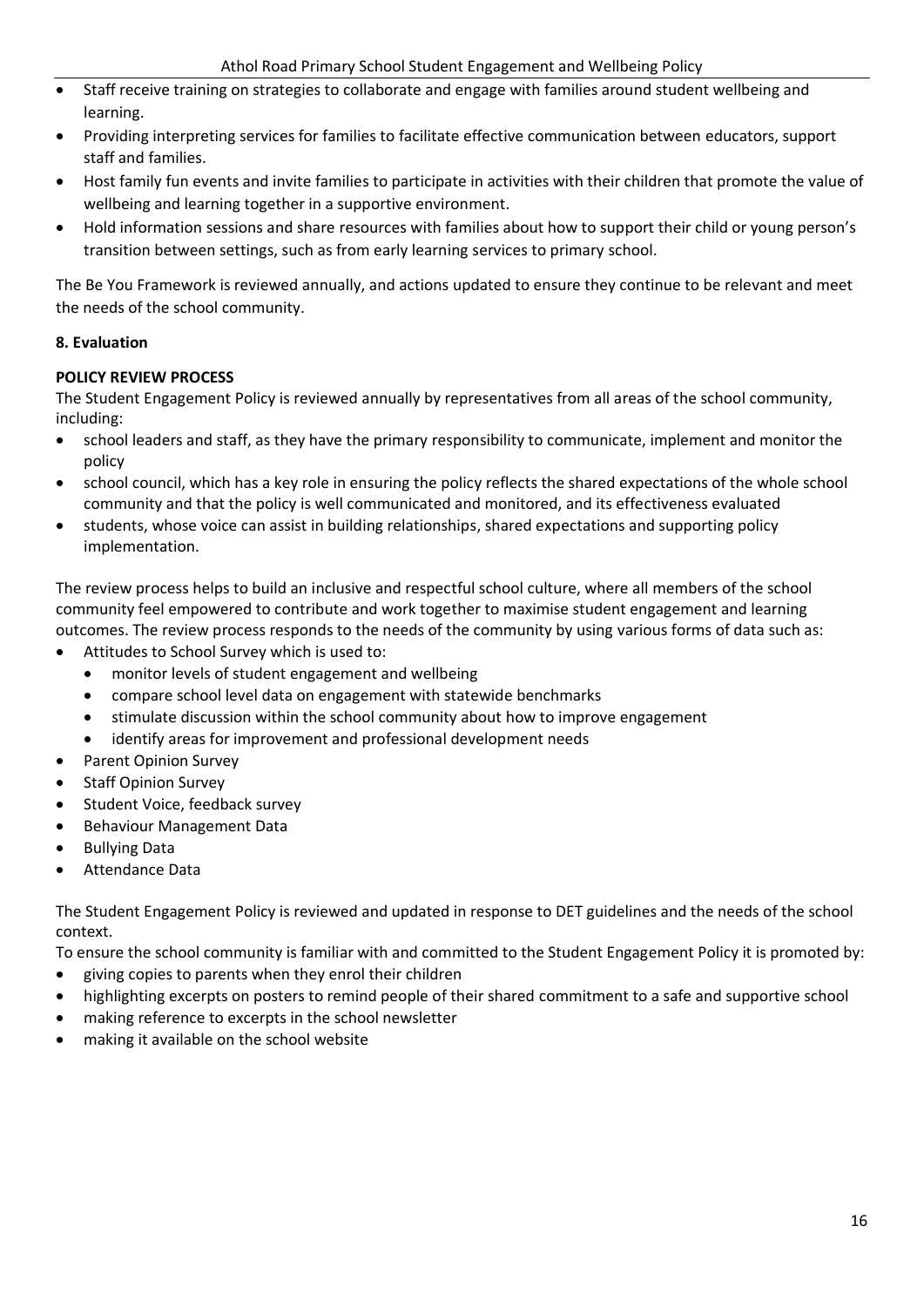- Staff receive training on strategies to collaborate and engage with families around student wellbeing and learning.
- Providing interpreting services for families to facilitate effective communication between educators, support staff and families.
- Host family fun events and invite families to participate in activities with their children that promote the value of wellbeing and learning together in a supportive environment.
- Hold information sessions and share resources with families about how to support their child or young person's transition between settings, such as from early learning services to primary school.

The Be You Framework is reviewed annually, and actions updated to ensure they continue to be relevant and meet the needs of the school community.

**8. Evaluation**

**POLICY REVIEW PROCESS**

The Student Engagement Policy is reviewed annually by representatives from all areas of the school community, including:

- school leaders and staff, as they have the primary responsibility to communicate, implement and monitor the policy
- school council, which has a key role in ensuring the policy reflects the shared expectations of the whole school community and that the policy is well communicated and monitored, and its effectiveness evaluated
- students, whose voice can assist in building relationships, shared expectations and supporting policy implementation.

The review process helps to build an inclusive and respectful school culture, where all members of the school community feel empowered to contribute and work together to maximise student engagement and learning outcomes. The review process responds to the needs of the community by using various forms of data such as:

- Attitudes to School Survey which is used to:
  - monitor levels of student engagement and wellbeing
  - compare school level data on engagement with statewide benchmarks
  - stimulate discussion within the school community about how to improve engagement
  - identify areas for improvement and professional development needs
- Parent Opinion Survey
- Staff Opinion Survey
- Student Voice, feedback survey
- Behaviour Management Data
- Bullying Data
- Attendance Data

The Student Engagement Policy is reviewed and updated in response to DET guidelines and the needs of the school context.

To ensure the school community is familiar with and committed to the Student Engagement Policy it is promoted by:

- giving copies to parents when they enrol their children
- highlighting excerpts on posters to remind people of their shared commitment to a safe and supportive school
- making reference to excerpts in the school newsletter
- making it available on the school website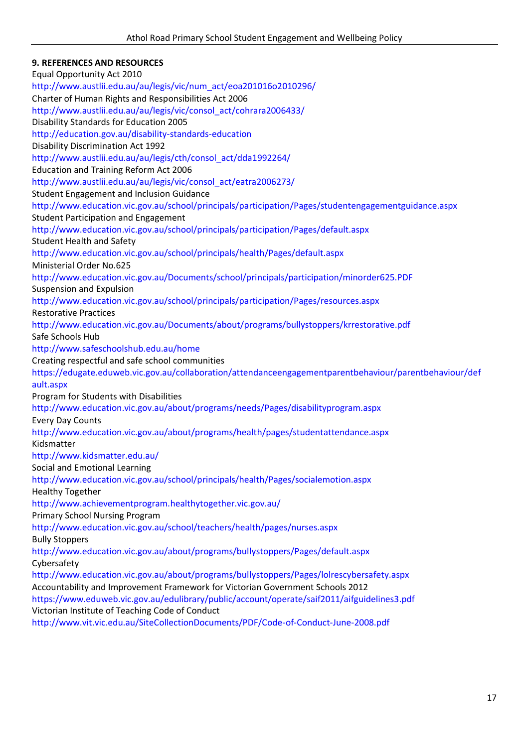**9. REFERENCES AND RESOURCES**

Equal Opportunity Act 2010
http://www.austlii.edu.au/au/legis/vic/num_act/eoa201016o2010296/

Charter of Human Rights and Responsibilities Act 2006
http://www.austlii.edu.au/au/legis/vic/consol_act/cohrara2006433/

Disability Standards for Education 2005
http://education.gov.au/disability-standards-education

Disability Discrimination Act 1992
http://www.austlii.edu.au/au/legis/cth/consol_act/dda1992264/

Education and Training Reform Act 2006
http://www.austlii.edu.au/au/legis/vic/consol_act/eatra2006273/

Student Engagement and Inclusion Guidance
http://www.education.vic.gov.au/school/principals/participation/Pages/studentengagementguidance.aspx

Student Participation and Engagement
http://www.education.vic.gov.au/school/principals/participation/Pages/default.aspx

Student Health and Safety
http://www.education.vic.gov.au/school/principals/health/Pages/default.aspx

Ministerial Order No.625
http://www.education.vic.gov.au/Documents/school/principals/participation/minorder625.PDF

Suspension and Expulsion
http://www.education.vic.gov.au/school/principals/participation/Pages/resources.aspx

Restorative Practices
http://www.education.vic.gov.au/Documents/about/programs/bullystoppers/krrestorative.pdf

Safe Schools Hub
http://www.safeschoolshub.edu.au/home

Creating respectful and safe school communities
https://edugate.eduweb.vic.gov.au/collaboration/attendanceengagementparentbehaviour/parentbehaviour/default.aspx

Program for Students with Disabilities
http://www.education.vic.gov.au/about/programs/needs/Pages/disabilityprogram.aspx

Every Day Counts
http://www.education.vic.gov.au/about/programs/health/pages/studentattendance.aspx

Kidsmatter
http://www.kidsmatter.edu.au/

Social and Emotional Learning
http://www.education.vic.gov.au/school/principals/health/Pages/socialemotion.aspx

Healthy Together
http://www.achievementprogram.healthytogether.vic.gov.au/

Primary School Nursing Program
http://www.education.vic.gov.au/school/teachers/health/pages/nurses.aspx

Bully Stoppers
http://www.education.vic.gov.au/about/programs/bullystoppers/Pages/default.aspx

Cybersafety
http://www.education.vic.gov.au/about/programs/bullystoppers/Pages/lolrescybersafety.aspx

Accountability and Improvement Framework for Victorian Government Schools 2012
https://www.eduweb.vic.gov.au/edulibrary/public/account/operate/saif2011/aifguidelines3.pdf

Victorian Institute of Teaching Code of Conduct
http://www.vit.vic.edu.au/SiteCollectionDocuments/PDF/Code-of-Conduct-June-2008.pdf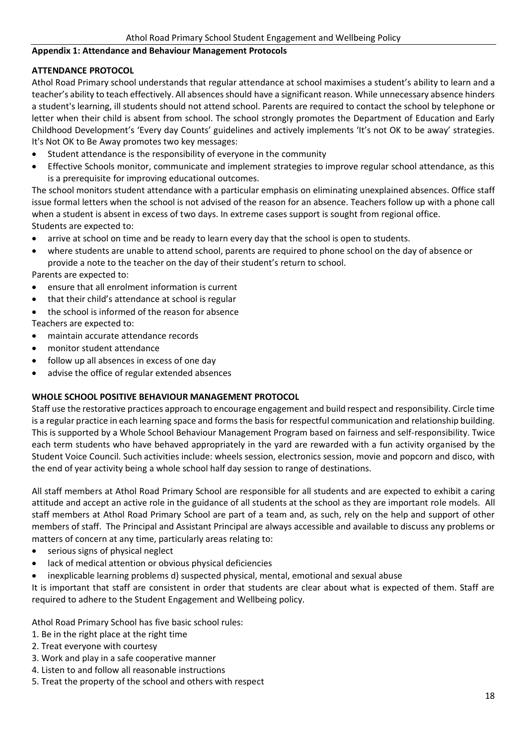**Appendix 1: Attendance and Behaviour Management Protocols**

**ATTENDANCE PROTOCOL**

Athol Road Primary school understands that regular attendance at school maximises a student's ability to learn and a teacher's ability to teach effectively. All absences should have a significant reason. While unnecessary absence hinders a student's learning, ill students should not attend school. Parents are required to contact the school by telephone or letter when their child is absent from school. The school strongly promotes the Department of Education and Early Childhood Development's 'Every day Counts' guidelines and actively implements 'It's not OK to be away' strategies. It's Not OK to Be Away promotes two key messages:

- Student attendance is the responsibility of everyone in the community
- Effective Schools monitor, communicate and implement strategies to improve regular school attendance, as this is a prerequisite for improving educational outcomes.

The school monitors student attendance with a particular emphasis on eliminating unexplained absences. Office staff issue formal letters when the school is not advised of the reason for an absence. Teachers follow up with a phone call when a student is absent in excess of two days. In extreme cases support is sought from regional office.

Students are expected to:

- arrive at school on time and be ready to learn every day that the school is open to students.
- where students are unable to attend school, parents are required to phone school on the day of absence or provide a note to the teacher on the day of their student's return to school.

Parents are expected to:

- ensure that all enrolment information is current
- that their child's attendance at school is regular
- the school is informed of the reason for absence

Teachers are expected to:

- maintain accurate attendance records
- monitor student attendance
- follow up all absences in excess of one day
- advise the office of regular extended absences

**WHOLE SCHOOL POSITIVE BEHAVIOUR MANAGEMENT PROTOCOL**

Staff use the restorative practices approach to encourage engagement and build respect and responsibility. Circle time is a regular practice in each learning space and forms the basis for respectful communication and relationship building. This is supported by a Whole School Behaviour Management Program based on fairness and self-responsibility. Twice each term students who have behaved appropriately in the yard are rewarded with a fun activity organised by the Student Voice Council. Such activities include: wheels session, electronics session, movie and popcorn and disco, with the end of year activity being a whole school half day session to range of destinations.

All staff members at Athol Road Primary School are responsible for all students and are expected to exhibit a caring attitude and accept an active role in the guidance of all students at the school as they are important role models. All staff members at Athol Road Primary School are part of a team and, as such, rely on the help and support of other members of staff. The Principal and Assistant Principal are always accessible and available to discuss any problems or matters of concern at any time, particularly areas relating to:

- serious signs of physical neglect
- lack of medical attention or obvious physical deficiencies
- inexplicable learning problems d) suspected physical, mental, emotional and sexual abuse

It is important that staff are consistent in order that students are clear about what is expected of them. Staff are required to adhere to the Student Engagement and Wellbeing policy.

Athol Road Primary School has five basic school rules:

1. Be in the right place at the right time
2. Treat everyone with courtesy
3. Work and play in a safe cooperative manner
4. Listen to and follow all reasonable instructions
5. Treat the property of the school and others with respect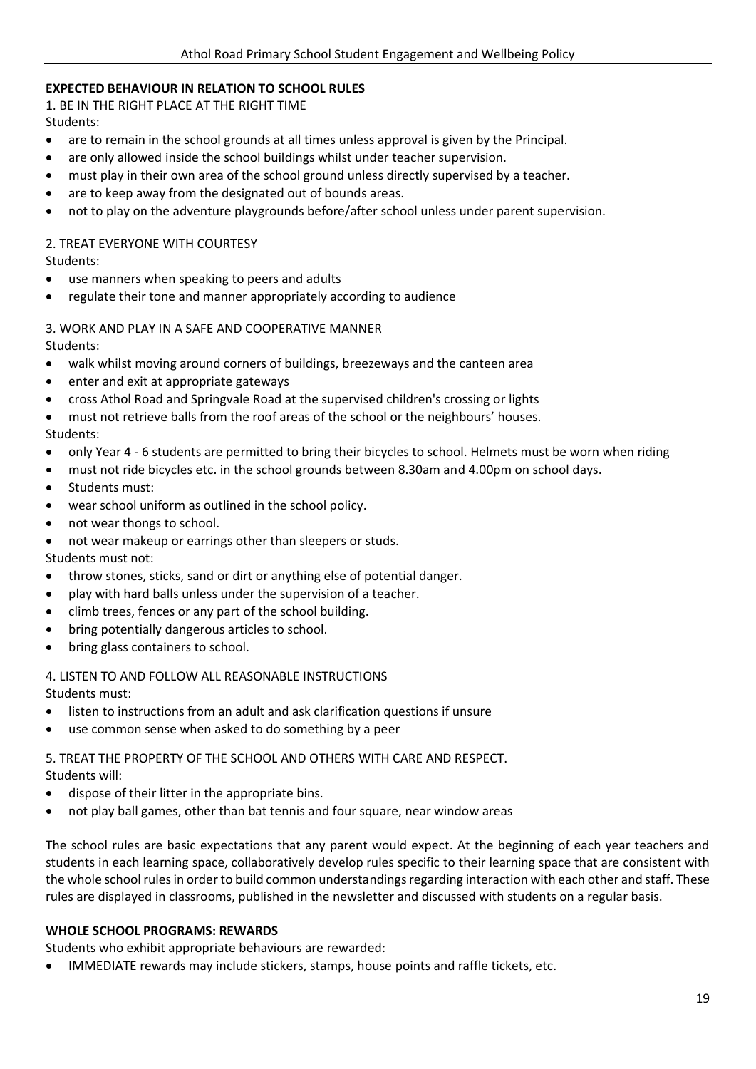**EXPECTED BEHAVIOUR IN RELATION TO SCHOOL RULES**

1. BE IN THE RIGHT PLACE AT THE RIGHT TIME

Students:

- are to remain in the school grounds at all times unless approval is given by the Principal.
- are only allowed inside the school buildings whilst under teacher supervision.
- must play in their own area of the school ground unless directly supervised by a teacher.
- are to keep away from the designated out of bounds areas.
- not to play on the adventure playgrounds before/after school unless under parent supervision.

2. TREAT EVERYONE WITH COURTESY

Students:

- use manners when speaking to peers and adults
- regulate their tone and manner appropriately according to audience

3. WORK AND PLAY IN A SAFE AND COOPERATIVE MANNER

Students:

- walk whilst moving around corners of buildings, breezeways and the canteen area
- enter and exit at appropriate gateways
- cross Athol Road and Springvale Road at the supervised children's crossing or lights
- must not retrieve balls from the roof areas of the school or the neighbours' houses.

Students:

- only Year 4 - 6 students are permitted to bring their bicycles to school. Helmets must be worn when riding
- must not ride bicycles etc. in the school grounds between 8.30am and 4.00pm on school days.
- Students must:
- wear school uniform as outlined in the school policy.
- not wear thongs to school.
- not wear makeup or earrings other than sleepers or studs.

Students must not:

- throw stones, sticks, sand or dirt or anything else of potential danger.
- play with hard balls unless under the supervision of a teacher.
- climb trees, fences or any part of the school building.
- bring potentially dangerous articles to school.
- bring glass containers to school.

4. LISTEN TO AND FOLLOW ALL REASONABLE INSTRUCTIONS

Students must:

- listen to instructions from an adult and ask clarification questions if unsure
- use common sense when asked to do something by a peer

5. TREAT THE PROPERTY OF THE SCHOOL AND OTHERS WITH CARE AND RESPECT.

Students will:

- dispose of their litter in the appropriate bins.
- not play ball games, other than bat tennis and four square, near window areas

The school rules are basic expectations that any parent would expect. At the beginning of each year teachers and students in each learning space, collaboratively develop rules specific to their learning space that are consistent with the whole school rules in order to build common understandings regarding interaction with each other and staff. These rules are displayed in classrooms, published in the newsletter and discussed with students on a regular basis.

**WHOLE SCHOOL PROGRAMS: REWARDS**

Students who exhibit appropriate behaviours are rewarded:

- IMMEDIATE rewards may include stickers, stamps, house points and raffle tickets, etc.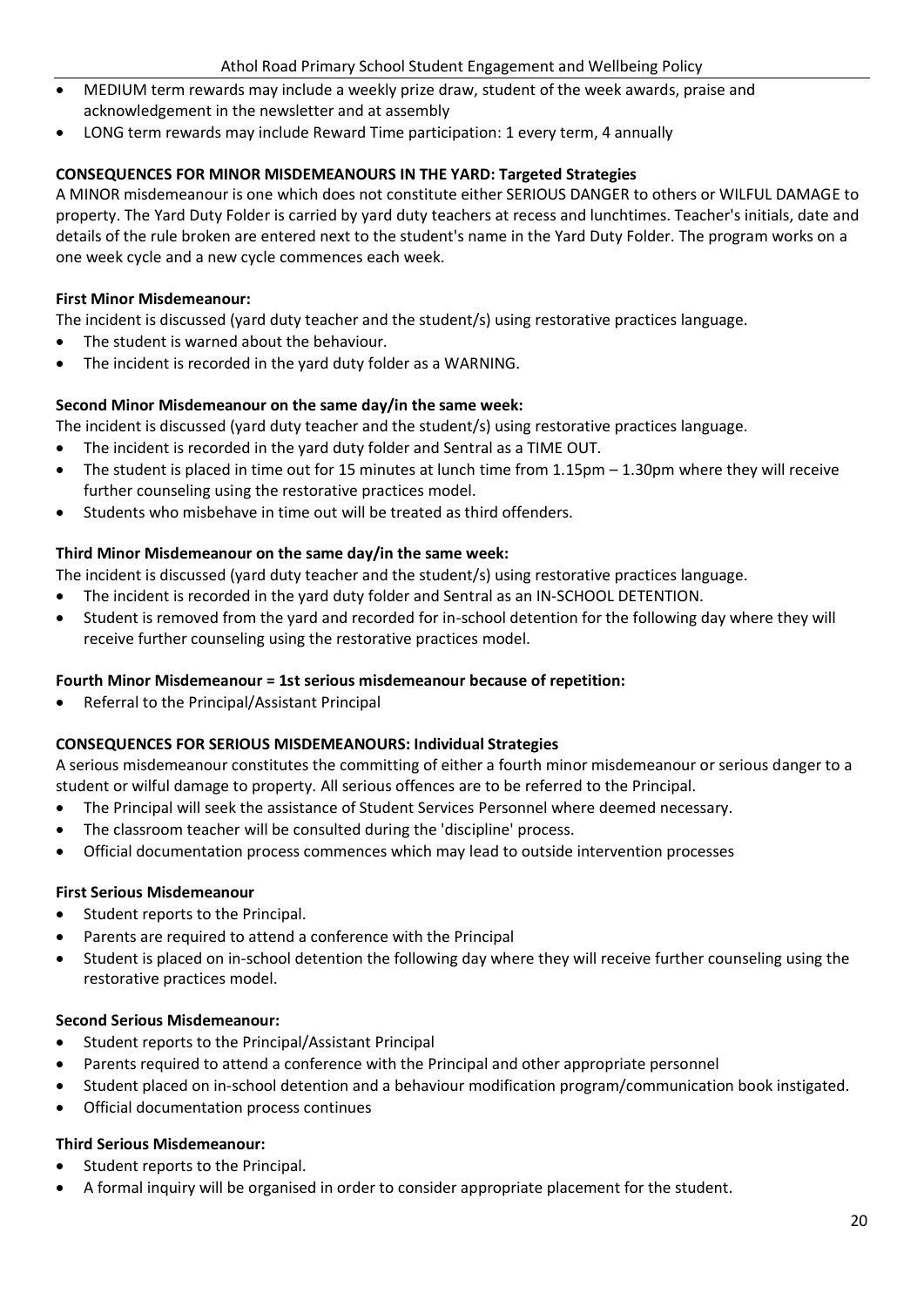- MEDIUM term rewards may include a weekly prize draw, student of the week awards, praise and acknowledgement in the newsletter and at assembly
- LONG term rewards may include Reward Time participation: 1 every term, 4 annually

**CONSEQUENCES FOR MINOR MISDEMEANOURS IN THE YARD: Targeted Strategies**

A MINOR misdemeanour is one which does not constitute either SERIOUS DANGER to others or WILFUL DAMAGE to property. The Yard Duty Folder is carried by yard duty teachers at recess and lunchtimes. Teacher's initials, date and details of the rule broken are entered next to the student's name in the Yard Duty Folder. The program works on a one week cycle and a new cycle commences each week.

**First Minor Misdemeanour:**

The incident is discussed (yard duty teacher and the student/s) using restorative practices language.

- The student is warned about the behaviour.
- The incident is recorded in the yard duty folder as a WARNING.

**Second Minor Misdemeanour on the same day/in the same week:**

The incident is discussed (yard duty teacher and the student/s) using restorative practices language.

- The incident is recorded in the yard duty folder and Sentral as a TIME OUT.
- The student is placed in time out for 15 minutes at lunch time from 1.15pm – 1.30pm where they will receive further counseling using the restorative practices model.
- Students who misbehave in time out will be treated as third offenders.

**Third Minor Misdemeanour on the same day/in the same week:**

The incident is discussed (yard duty teacher and the student/s) using restorative practices language.

- The incident is recorded in the yard duty folder and Sentral as an IN-SCHOOL DETENTION.
- Student is removed from the yard and recorded for in-school detention for the following day where they will receive further counseling using the restorative practices model.

**Fourth Minor Misdemeanour = 1st serious misdemeanour because of repetition:**

- Referral to the Principal/Assistant Principal

**CONSEQUENCES FOR SERIOUS MISDEMEANOURS: Individual Strategies**

A serious misdemeanour constitutes the committing of either a fourth minor misdemeanour or serious danger to a student or wilful damage to property. All serious offences are to be referred to the Principal.

- The Principal will seek the assistance of Student Services Personnel where deemed necessary.
- The classroom teacher will be consulted during the 'discipline' process.
- Official documentation process commences which may lead to outside intervention processes

**First Serious Misdemeanour**

- Student reports to the Principal.
- Parents are required to attend a conference with the Principal
- Student is placed on in-school detention the following day where they will receive further counseling using the restorative practices model.

**Second Serious Misdemeanour:**

- Student reports to the Principal/Assistant Principal
- Parents required to attend a conference with the Principal and other appropriate personnel
- Student placed on in-school detention and a behaviour modification program/communication book instigated.
- Official documentation process continues

**Third Serious Misdemeanour:**

- Student reports to the Principal.
- A formal inquiry will be organised in order to consider appropriate placement for the student.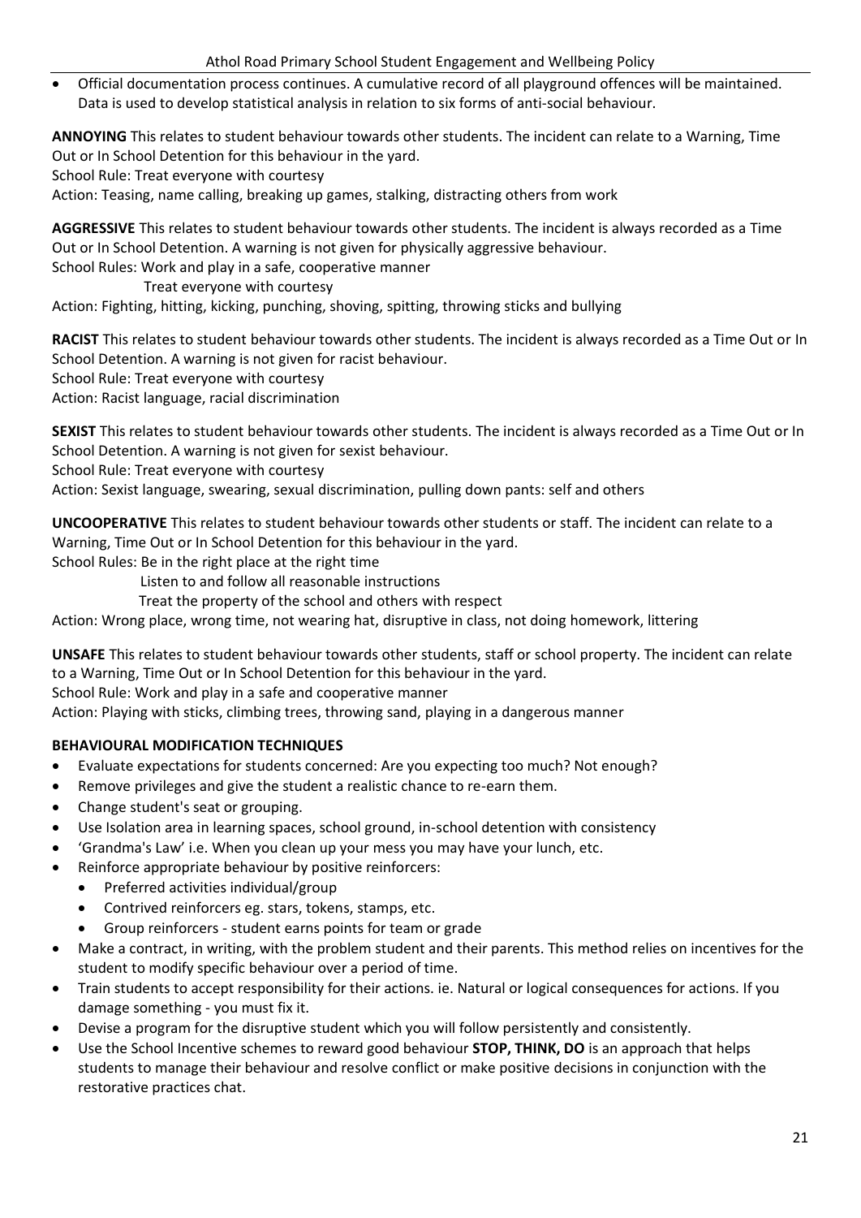- Official documentation process continues. A cumulative record of all playground offences will be maintained. Data is used to develop statistical analysis in relation to six forms of anti-social behaviour.

**ANNOYING** This relates to student behaviour towards other students. The incident can relate to a Warning, Time Out or In School Detention for this behaviour in the yard.
School Rule: Treat everyone with courtesy
Action: Teasing, name calling, breaking up games, stalking, distracting others from work

**AGGRESSIVE** This relates to student behaviour towards other students. The incident is always recorded as a Time Out or In School Detention. A warning is not given for physically aggressive behaviour.
School Rules: Work and play in a safe, cooperative manner
Treat everyone with courtesy
Action: Fighting, hitting, kicking, punching, shoving, spitting, throwing sticks and bullying

**RACIST** This relates to student behaviour towards other students. The incident is always recorded as a Time Out or In School Detention. A warning is not given for racist behaviour.
School Rule: Treat everyone with courtesy
Action: Racist language, racial discrimination

**SEXIST** This relates to student behaviour towards other students. The incident is always recorded as a Time Out or In School Detention. A warning is not given for sexist behaviour.
School Rule: Treat everyone with courtesy
Action: Sexist language, swearing, sexual discrimination, pulling down pants: self and others

**UNCOOPERATIVE** This relates to student behaviour towards other students or staff. The incident can relate to a Warning, Time Out or In School Detention for this behaviour in the yard.
School Rules: Be in the right place at the right time
Listen to and follow all reasonable instructions
Treat the property of the school and others with respect
Action: Wrong place, wrong time, not wearing hat, disruptive in class, not doing homework, littering

**UNSAFE** This relates to student behaviour towards other students, staff or school property. The incident can relate to a Warning, Time Out or In School Detention for this behaviour in the yard.
School Rule: Work and play in a safe and cooperative manner
Action: Playing with sticks, climbing trees, throwing sand, playing in a dangerous manner

**BEHAVIOURAL MODIFICATION TECHNIQUES**

- Evaluate expectations for students concerned: Are you expecting too much? Not enough?
- Remove privileges and give the student a realistic chance to re-earn them.
- Change student's seat or grouping.
- Use Isolation area in learning spaces, school ground, in-school detention with consistency
- 'Grandma's Law' i.e. When you clean up your mess you may have your lunch, etc.
- Reinforce appropriate behaviour by positive reinforcers:
  - Preferred activities individual/group
  - Contrived reinforcers eg. stars, tokens, stamps, etc.
  - Group reinforcers - student earns points for team or grade
- Make a contract, in writing, with the problem student and their parents. This method relies on incentives for the student to modify specific behaviour over a period of time.
- Train students to accept responsibility for their actions. ie. Natural or logical consequences for actions. If you damage something - you must fix it.
- Devise a program for the disruptive student which you will follow persistently and consistently.
- Use the School Incentive schemes to reward good behaviour **STOP, THINK, DO** is an approach that helps students to manage their behaviour and resolve conflict or make positive decisions in conjunction with the restorative practices chat.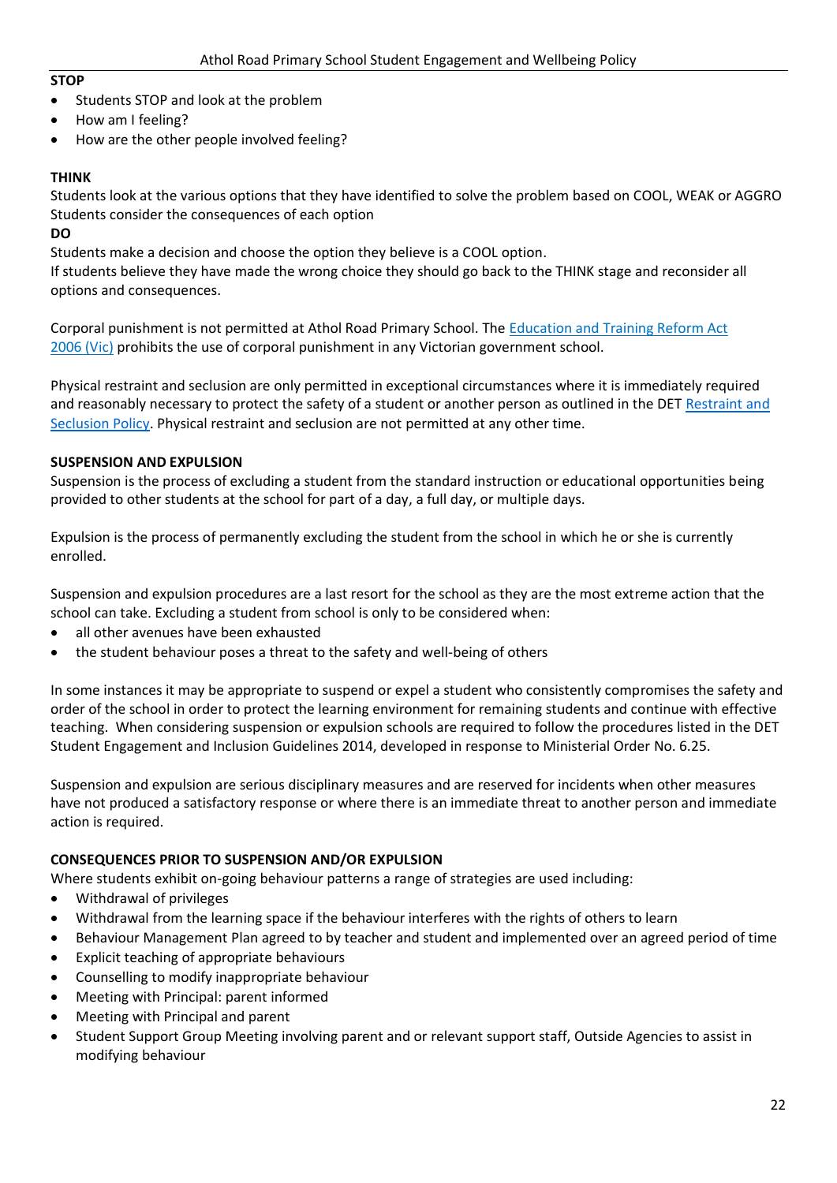**STOP**

- Students STOP and look at the problem
- How am I feeling?
- How are the other people involved feeling?

**THINK**

Students look at the various options that they have identified to solve the problem based on COOL, WEAK or AGGRO
Students consider the consequences of each option

**DO**

Students make a decision and choose the option they believe is a COOL option.
If students believe they have made the wrong choice they should go back to the THINK stage and reconsider all options and consequences.

Corporal punishment is not permitted at Athol Road Primary School. The [Education and Training Reform Act 2006 (Vic)]() prohibits the use of corporal punishment in any Victorian government school.

Physical restraint and seclusion are only permitted in exceptional circumstances where it is immediately required and reasonably necessary to protect the safety of a student or another person as outlined in the DET [Restraint and Seclusion Policy](). Physical restraint and seclusion are not permitted at any other time.

**SUSPENSION AND EXPULSION**

Suspension is the process of excluding a student from the standard instruction or educational opportunities being provided to other students at the school for part of a day, a full day, or multiple days.

Expulsion is the process of permanently excluding the student from the school in which he or she is currently enrolled.

Suspension and expulsion procedures are a last resort for the school as they are the most extreme action that the school can take. Excluding a student from school is only to be considered when:

- all other avenues have been exhausted
- the student behaviour poses a threat to the safety and well-being of others

In some instances it may be appropriate to suspend or expel a student who consistently compromises the safety and order of the school in order to protect the learning environment for remaining students and continue with effective teaching. When considering suspension or expulsion schools are required to follow the procedures listed in the DET Student Engagement and Inclusion Guidelines 2014, developed in response to Ministerial Order No. 6.25.

Suspension and expulsion are serious disciplinary measures and are reserved for incidents when other measures have not produced a satisfactory response or where there is an immediate threat to another person and immediate action is required.

**CONSEQUENCES PRIOR TO SUSPENSION AND/OR EXPULSION**

Where students exhibit on-going behaviour patterns a range of strategies are used including:

- Withdrawal of privileges
- Withdrawal from the learning space if the behaviour interferes with the rights of others to learn
- Behaviour Management Plan agreed to by teacher and student and implemented over an agreed period of time
- Explicit teaching of appropriate behaviours
- Counselling to modify inappropriate behaviour
- Meeting with Principal: parent informed
- Meeting with Principal and parent
- Student Support Group Meeting involving parent and or relevant support staff, Outside Agencies to assist in modifying behaviour